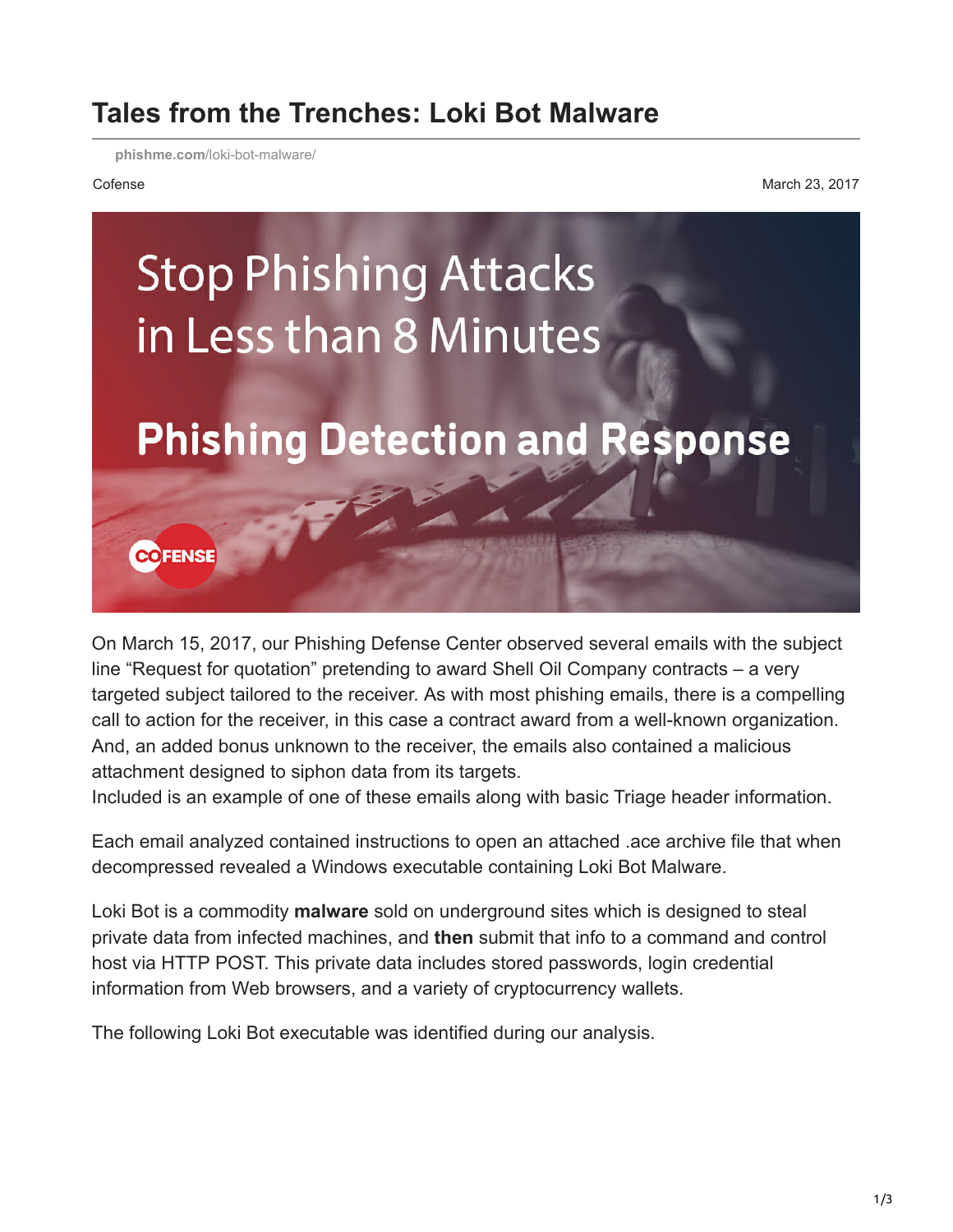# Tales from the Trenches: Loki Bot Malware

phishme.com/loki-bot-malware/

Cofense

March 23, 2017

On March 15, 2017, our Phishing Defense Center observed several emails with the subject line "Request for quotation" pretending to award Shell Oil Company contracts – a very targeted subject tailored to the receiver. As with most phishing emails, there is a compelling call to action for the receiver, in this case a contract award from a well-known organization. And, an added bonus unknown to the receiver, the emails also contained a malicious attachment designed to siphon data from its targets.
Included is an example of one of these emails along with basic Triage header information.

Each email analyzed contained instructions to open an attached .ace archive file that when decompressed revealed a Windows executable containing Loki Bot Malware.

Loki Bot is a commodity **malware** sold on underground sites which is designed to steal private data from infected machines, and **then** submit that info to a command and control host via HTTP POST. This private data includes stored passwords, login credential information from Web browsers, and a variety of cryptocurrency wallets.

The following Loki Bot executable was identified during our analysis.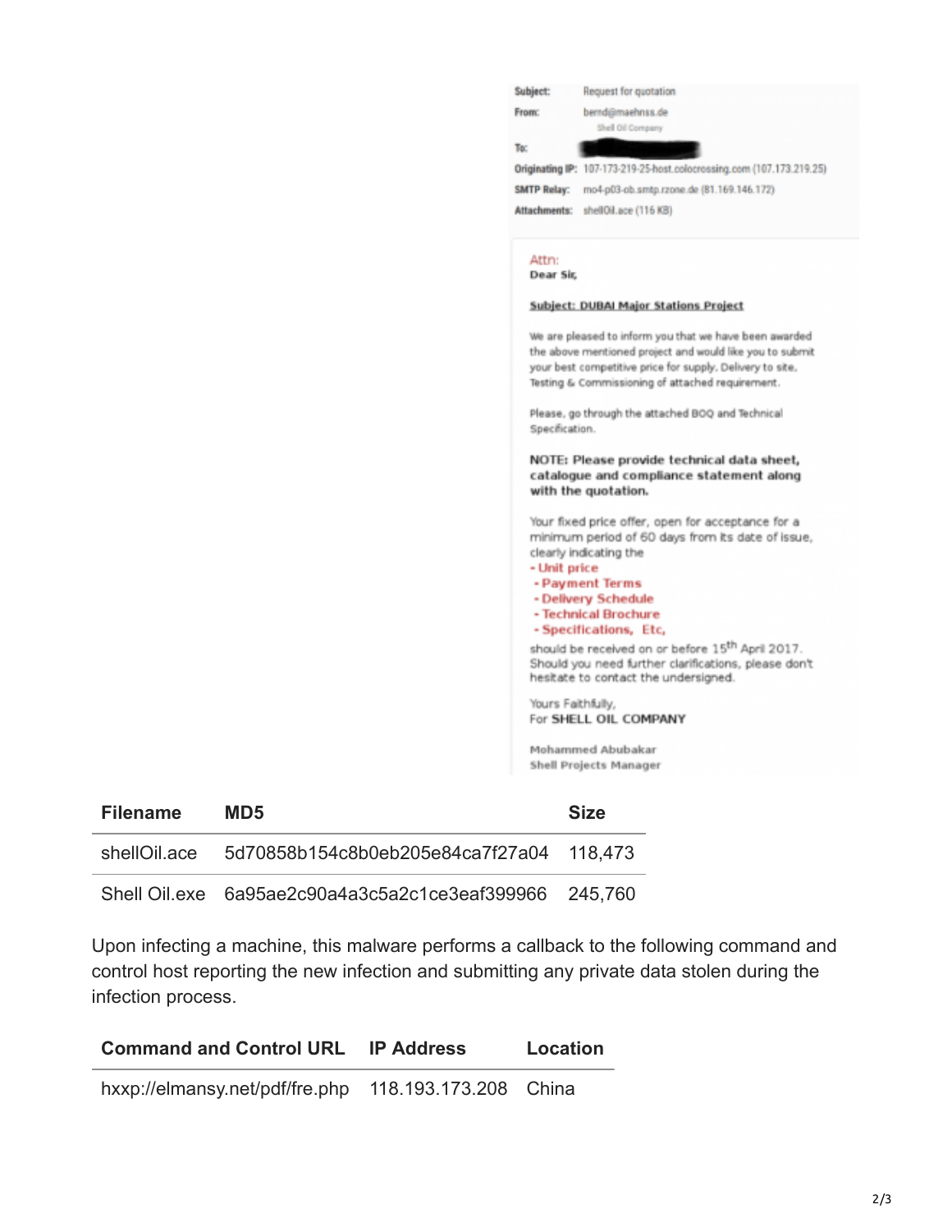| | |
|---|---|
| **Subject:** | Request for quotation |
| **From:** | bernd@maehnss.de<br>Shell Oil Company |
| **To:** | |
| **Originating IP:** | 107-173-219-25-host.colocrossing.com (107.173.219.25) |
| **SMTP Relay:** | mo4-p03-ob.smtp.rzone.de (81.169.146.172) |
| **Attachments:** | shellOil.ace (116 KB) |

Attn:
**Dear Sir,**

**Subject: DUBAI Major Stations Project**

We are pleased to inform you that we have been awarded the above mentioned project and would like you to submit your best competitive price for supply, Delivery to site, Testing & Commissioning of attached requirement.

Please, go through the attached BOQ and Technical Specification.

**NOTE: Please provide technical data sheet, catalogue and compliance statement along with the quotation.**

Your fixed price offer, open for acceptance for a minimum period of 60 days from its date of issue, clearly indicating the

- Unit price
- Payment Terms
- Delivery Schedule
- Technical Brochure
- Specifications, Etc,

should be received on or before 15th April 2017. Should you need further clarifications, please don't hesitate to contact the undersigned.

Yours Faithfully,
For **SHELL OIL COMPANY**

Mohammed Abubakar
Shell Projects Manager

| Filename | MD5 | Size |
|---|---|---|
| shellOil.ace | 5d70858b154c8b0eb205e84ca7f27a04 | 118,473 |
| Shell Oil.exe | 6a95ae2c90a4a3c5a2c1ce3eaf399966 | 245,760 |

Upon infecting a machine, this malware performs a callback to the following command and control host reporting the new infection and submitting any private data stolen during the infection process.

| Command and Control URL | IP Address | Location |
|---|---|---|
| hxxp://elmansy.net/pdf/fre.php | 118.193.173.208 | China |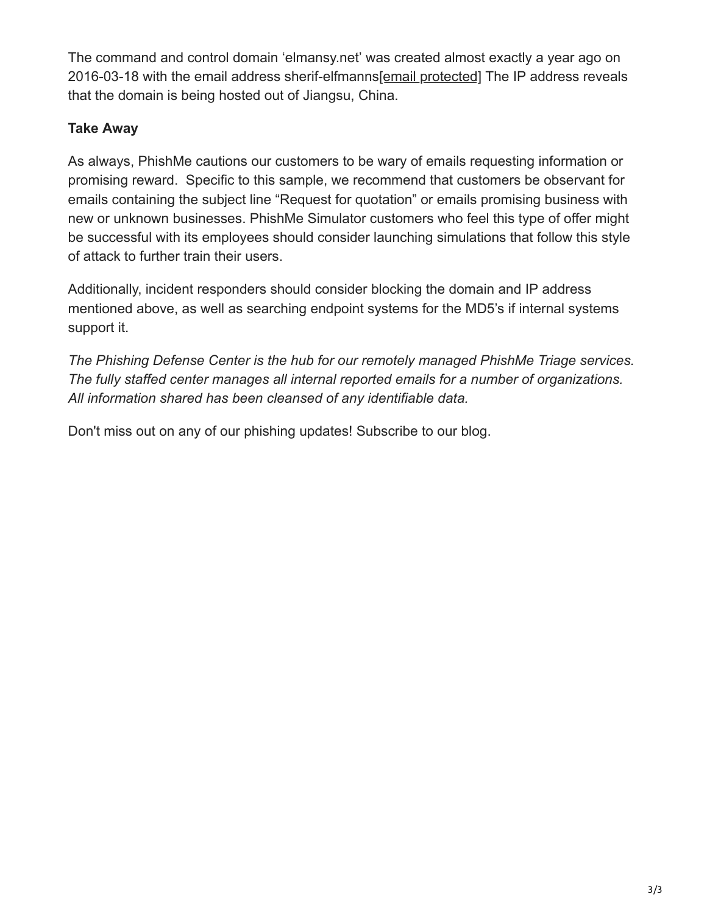The command and control domain 'elmansy.net' was created almost exactly a year ago on 2016-03-18 with the email address sherif-elfmanns[email protected] The IP address reveals that the domain is being hosted out of Jiangsu, China.

**Take Away**

As always, PhishMe cautions our customers to be wary of emails requesting information or promising reward. Specific to this sample, we recommend that customers be observant for emails containing the subject line "Request for quotation" or emails promising business with new or unknown businesses. PhishMe Simulator customers who feel this type of offer might be successful with its employees should consider launching simulations that follow this style of attack to further train their users.

Additionally, incident responders should consider blocking the domain and IP address mentioned above, as well as searching endpoint systems for the MD5's if internal systems support it.

*The Phishing Defense Center is the hub for our remotely managed PhishMe Triage services. The fully staffed center manages all internal reported emails for a number of organizations. All information shared has been cleansed of any identifiable data.*

Don't miss out on any of our phishing updates! Subscribe to our blog.